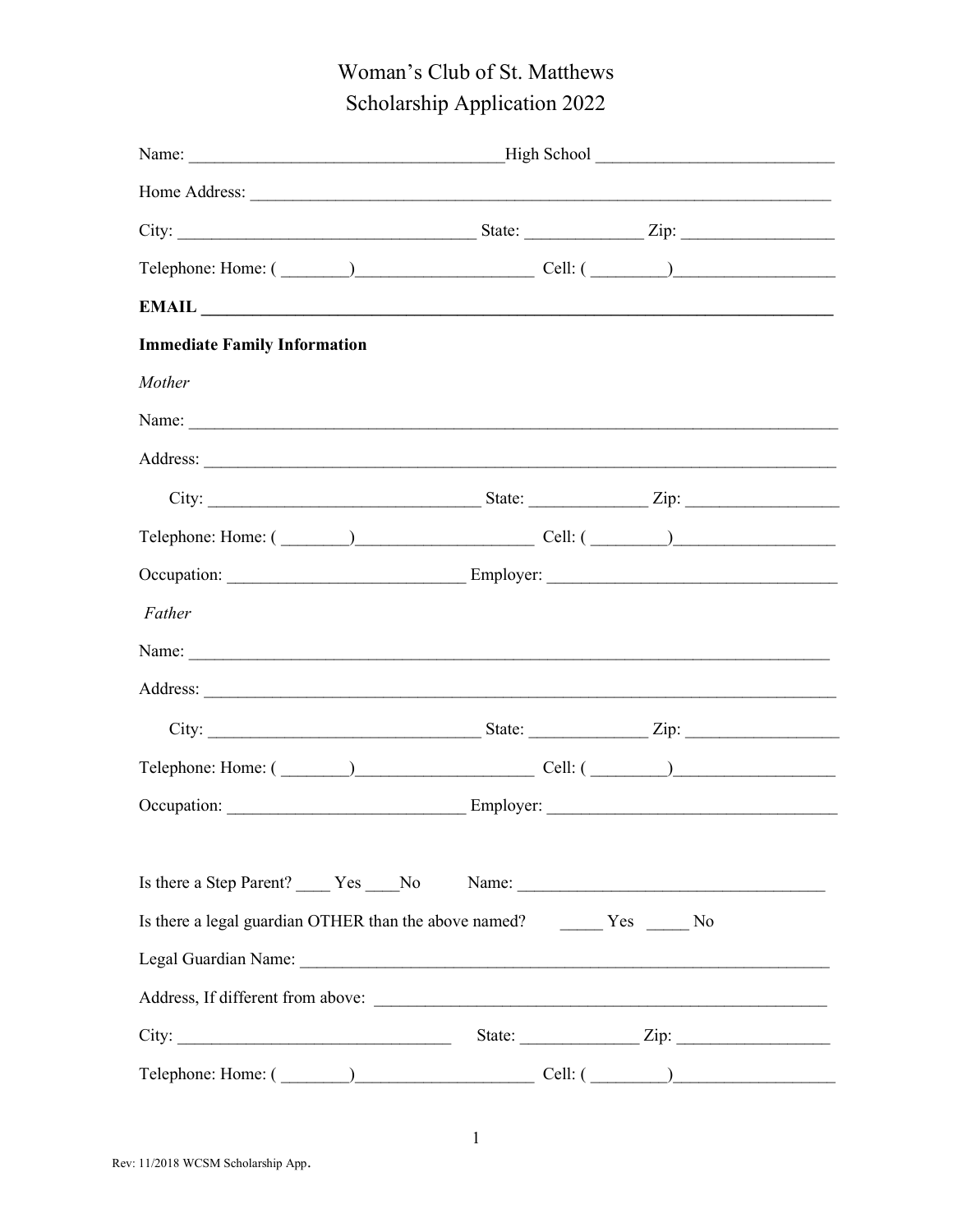# Woman's Club of St. Matthews
## Scholarship Application 2022

Name: ____________________________________High School ___________________________

Home Address: ______________________________________________________________________

City: __________________________________ State: _____________ Zip: _________________

Telephone: Home: ( ________)____________________ Cell: ( _________)__________________

**EMAIL ___________________________________________________________________________**

**Immediate Family Information**

*Mother*

Name: _____________________________________________________________________________

Address: ___________________________________________________________________________

City: ________________________________ State: _____________ Zip: _________________

Telephone: Home: ( ________)____________________ Cell: ( _________)__________________

Occupation: ___________________________ Employer: _________________________________

*Father*

Name: ____________________________________________________________________________

Address: ___________________________________________________________________________

City: ________________________________ State: _____________ Zip: _________________

Telephone: Home: ( ________)____________________ Cell: ( _________)__________________

Occupation: ___________________________ Employer: _________________________________

Is there a Step Parent? ____ Yes ____No Name: ____________________________________

Is there a legal guardian OTHER than the above named? _____ Yes _____ No

Legal Guardian Name: _______________________________________________________________

Address, If different from above: ______________________________________________________

City: _______________________________ State: _____________ Zip: _________________

Telephone: Home: ( ________)____________________ Cell: ( _________)__________________

Rev: 11/2018 WCSM Scholarship App.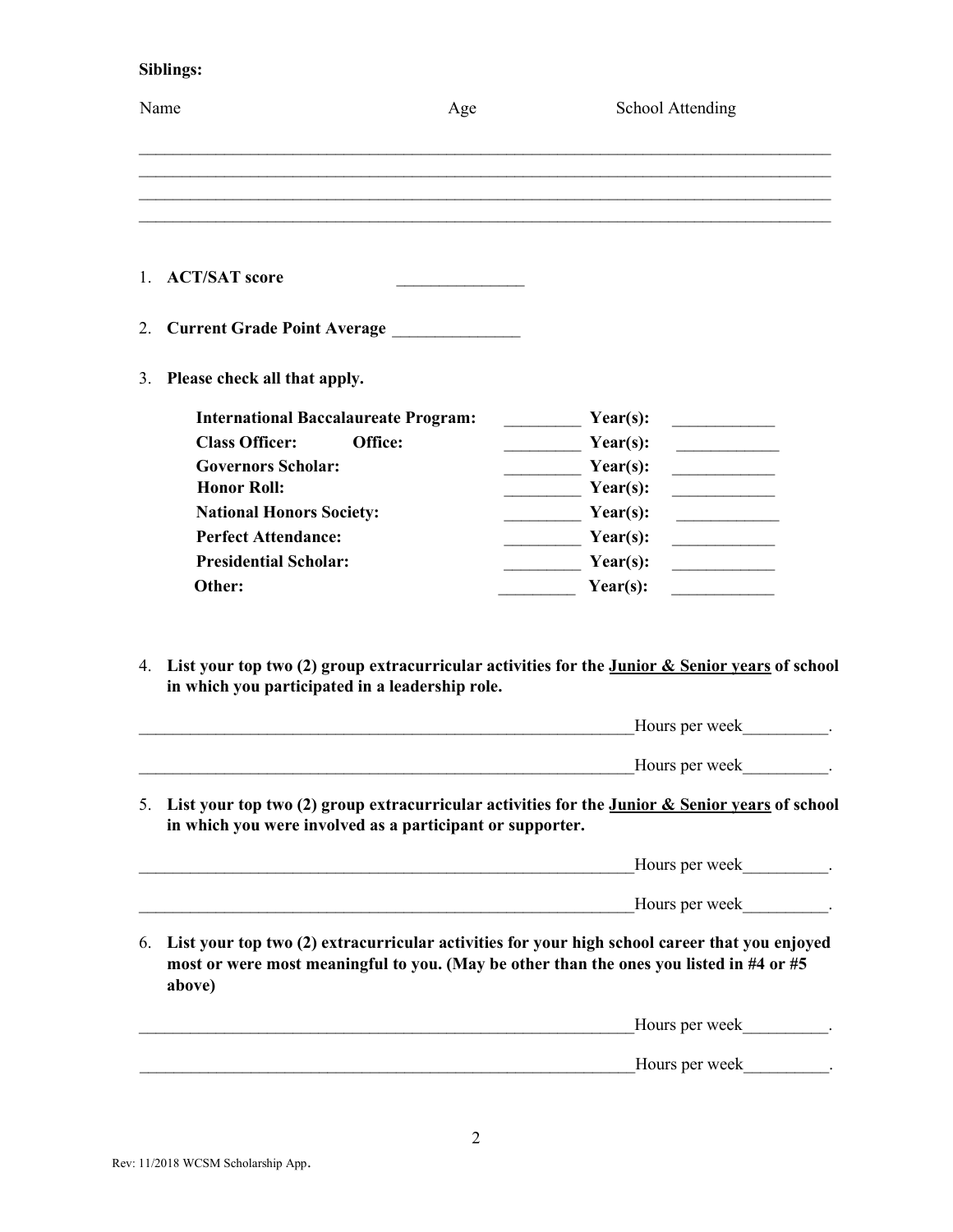**Siblings:**

| Name | Age | School Attending |
|---|---|---|
| | | |
| | | |
| | | |
| | | |

1. **ACT/SAT score** _______________

2. **Current Grade Point Average** _______________

3. **Please check all that apply.**

| | | | |
|---|---|---|---|
| **International Baccalaureate Program:** | _________ | **Year(s):** | ____________ |
| **Class Officer: Office:** | _________ | **Year(s):** | ____________ |
| **Governors Scholar:** | _________ | **Year(s):** | ____________ |
| **Honor Roll:** | _________ | **Year(s):** | ____________ |
| **National Honors Society:** | _________ | **Year(s):** | ____________ |
| **Perfect Attendance:** | _________ | **Year(s):** | ____________ |
| **Presidential Scholar:** | _________ | **Year(s):** | ____________ |
| **Other:** | _________ | **Year(s):** | ____________ |

4. **List your top two (2) group extracurricular activities for the <u>Junior & Senior years</u> of school in which you participated in a leadership role.**

_____________________________________________________________Hours per week__________.

_____________________________________________________________Hours per week__________.

5. **List your top two (2) group extracurricular activities for the <u>Junior & Senior years</u> of school in which you were involved as a participant or supporter.**

_____________________________________________________________Hours per week__________.

_____________________________________________________________Hours per week__________.

6. **List your top two (2) extracurricular activities for your high school career that you enjoyed most or were most meaningful to you. (May be other than the ones you listed in #4 or #5 above)**

_____________________________________________________________Hours per week__________.

_____________________________________________________________Hours per week__________.

Rev: 11/2018 WCSM Scholarship App.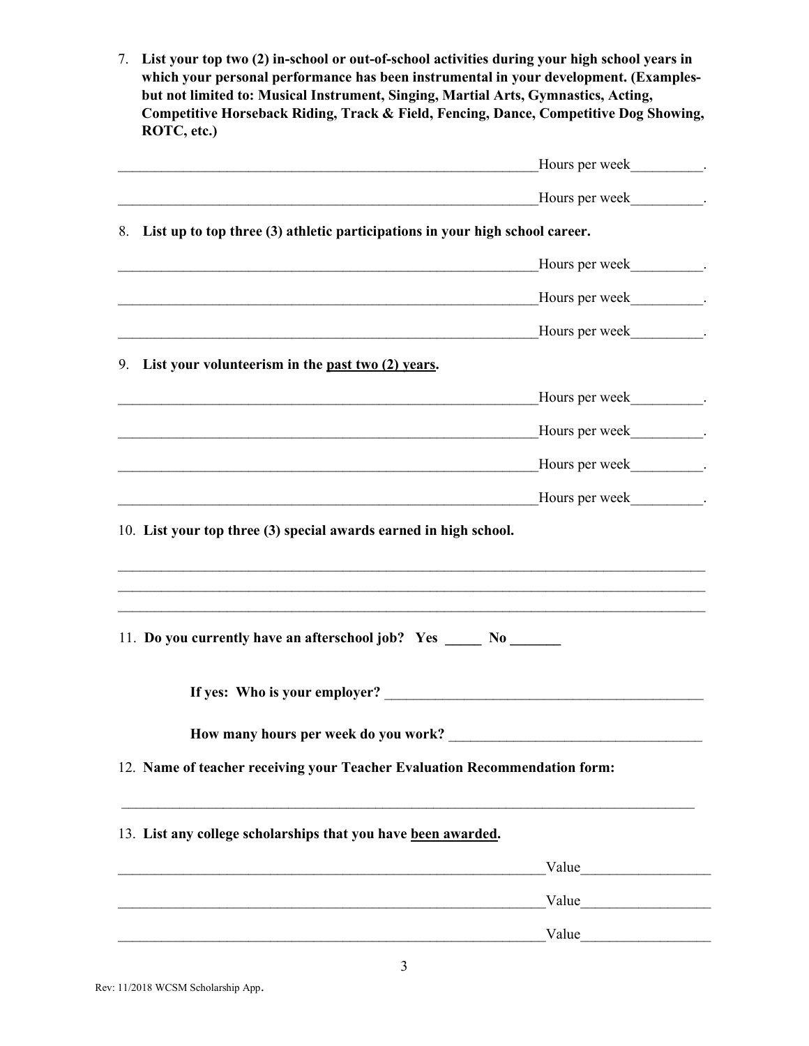7. **List your top two (2) in-school or out-of-school activities during your high school years in which your personal performance has been instrumental in your development. (Examples- but not limited to: Musical Instrument, Singing, Martial Arts, Gymnastics, Acting, Competitive Horseback Riding, Track & Field, Fencing, Dance, Competitive Dog Showing, ROTC, etc.)**

____________________________________________________________Hours per week__________.

____________________________________________________________Hours per week__________.

8. **List up to top three (3) athletic participations in your high school career.**

____________________________________________________________Hours per week__________.

____________________________________________________________Hours per week__________.

____________________________________________________________Hours per week__________.

9. **List your volunteerism in the <u>past two (2) years</u>.**

____________________________________________________________Hours per week__________.

____________________________________________________________Hours per week__________.

____________________________________________________________Hours per week__________.

____________________________________________________________Hours per week__________.

10. **List your top three (3) special awards earned in high school.**

____________________________________________________________________________________

____________________________________________________________________________________

____________________________________________________________________________________

11. **Do you currently have an afterschool job? Yes _____ No _______**

**If yes: Who is your employer?** ____________________________________________

**How many hours per week do you work?** ___________________________________

12. **Name of teacher receiving your Teacher Evaluation Recommendation form:**

____________________________________________________________________________________

13. **List any college scholarships that you have <u>been awarded</u>.**

______________________________________________________________Value__________________

______________________________________________________________Value__________________

______________________________________________________________Value__________________

Rev: 11/2018 WCSM Scholarship App.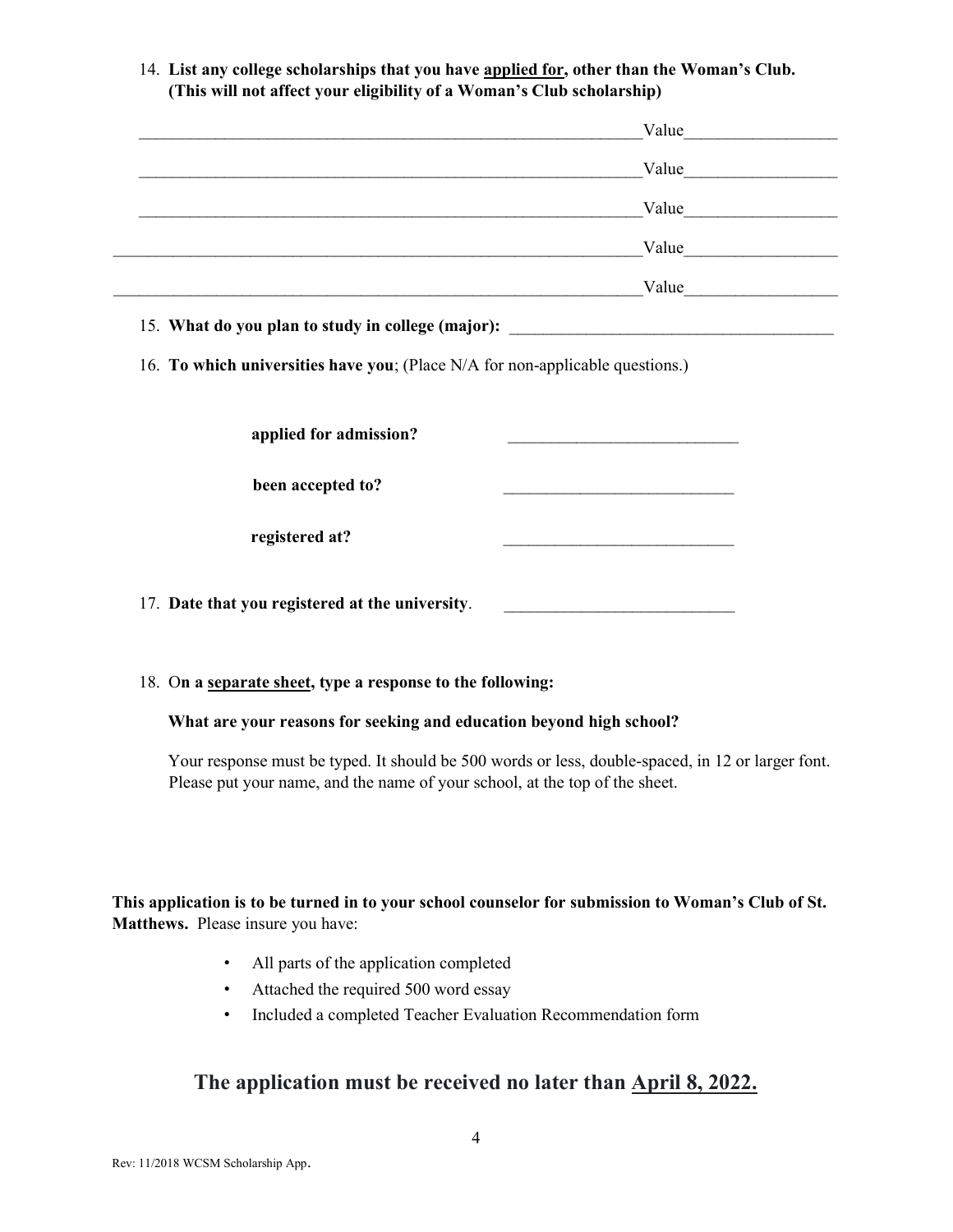14. **List any college scholarships that you have <u>applied for</u>, other than the Woman's Club. (This will not affect your eligibility of a Woman's Club scholarship)**

_______________________________________________________________Value__________________

_______________________________________________________________Value__________________

_______________________________________________________________Value__________________

_______________________________________________________________Value__________________

_______________________________________________________________Value__________________

15. **What do you plan to study in college (major):** ________________________________________

16. **To which universities have you**; (Place N/A for non-applicable questions.)

    **applied for admission?** ___________________________

    **been accepted to?** ___________________________

    **registered at?** ___________________________

17. **Date that you registered at the university**. ___________________________

18. O**n a <u>separate sheet</u>, type a response to the following:**

    **What are your reasons for seeking and education beyond high school?**

    Your response must be typed. It should be 500 words or less, double-spaced, in 12 or larger font. Please put your name, and the name of your school, at the top of the sheet.

**This application is to be turned in to your school counselor for submission to Woman's Club of St. Matthews.** Please insure you have:

- All parts of the application completed
- Attached the required 500 word essay
- Included a completed Teacher Evaluation Recommendation form

## The application must be received no later than <u>April 8, 2022.</u>

Rev: 11/2018 WCSM Scholarship App.